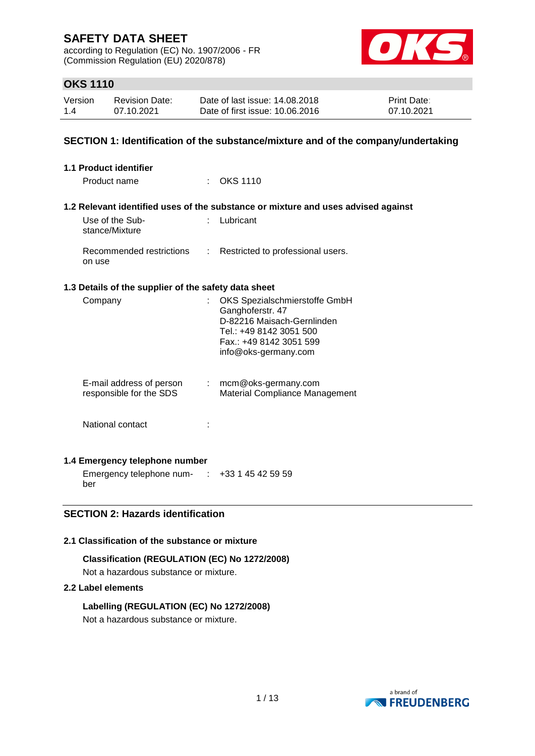# SAFETY DATA SHEET

according to Regulation (EC) No. 1907/2006 - FR
(Commission Regulation (EU) 2020/878)

## OKS 1110

| Version | Revision Date: | Date of last issue: 14.08.2018 | Print Date: |
|---|---|---|---|
| 1.4 | 07.10.2021 | Date of first issue: 10.06.2016 | 07.10.2021 |

## SECTION 1: Identification of the substance/mixture and of the company/undertaking

### 1.1 Product identifier

Product name : OKS 1110

### 1.2 Relevant identified uses of the substance or mixture and uses advised against

Use of the Substance/Mixture : Lubricant

Recommended restrictions on use : Restricted to professional users.

### 1.3 Details of the supplier of the safety data sheet

Company : OKS Spezialschmierstoffe GmbH
Ganghoferstr. 47
D-82216 Maisach-Gernlinden
Tel.: +49 8142 3051 500
Fax.: +49 8142 3051 599
info@oks-germany.com

E-mail address of person responsible for the SDS : mcm@oks-germany.com
Material Compliance Management

National contact :

### 1.4 Emergency telephone number

Emergency telephone number : +33 1 45 42 59 59

## SECTION 2: Hazards identification

### 2.1 Classification of the substance or mixture

**Classification (REGULATION (EC) No 1272/2008)**

Not a hazardous substance or mixture.

### 2.2 Label elements

**Labelling (REGULATION (EC) No 1272/2008)**

Not a hazardous substance or mixture.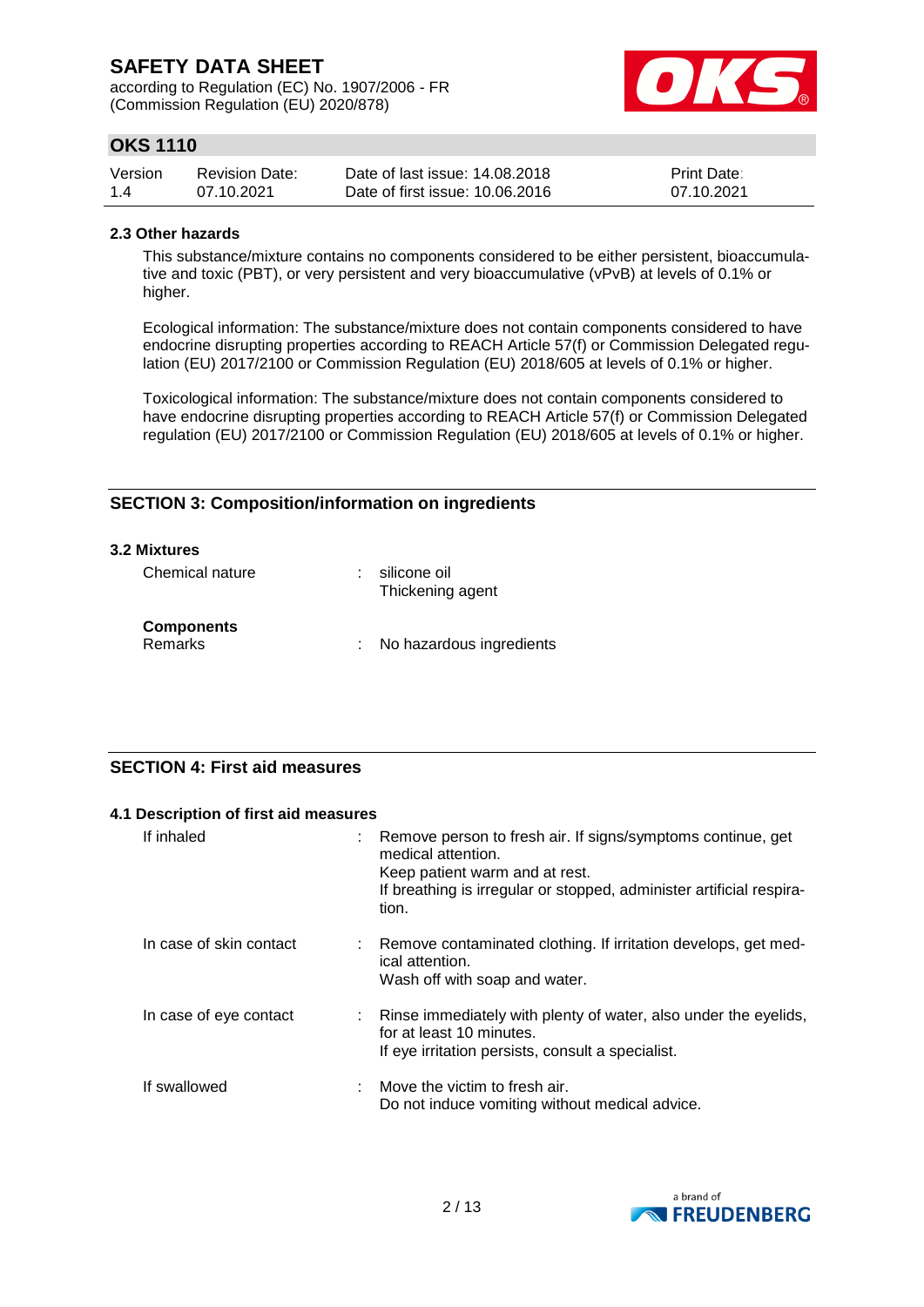### 2.3 Other hazards

This substance/mixture contains no components considered to be either persistent, bioaccumulative and toxic (PBT), or very persistent and very bioaccumulative (vPvB) at levels of 0.1% or higher.

Ecological information: The substance/mixture does not contain components considered to have endocrine disrupting properties according to REACH Article 57(f) or Commission Delegated regulation (EU) 2017/2100 or Commission Regulation (EU) 2018/605 at levels of 0.1% or higher.

Toxicological information: The substance/mixture does not contain components considered to have endocrine disrupting properties according to REACH Article 57(f) or Commission Delegated regulation (EU) 2017/2100 or Commission Regulation (EU) 2018/605 at levels of 0.1% or higher.

## SECTION 3: Composition/information on ingredients

### 3.2 Mixtures

Chemical nature : silicone oil
Thickening agent

**Components**

Remarks : No hazardous ingredients

## SECTION 4: First aid measures

### 4.1 Description of first aid measures

If inhaled : Remove person to fresh air. If signs/symptoms continue, get medical attention.
Keep patient warm and at rest.
If breathing is irregular or stopped, administer artificial respiration.

In case of skin contact : Remove contaminated clothing. If irritation develops, get medical attention.
Wash off with soap and water.

In case of eye contact : Rinse immediately with plenty of water, also under the eyelids, for at least 10 minutes.
If eye irritation persists, consult a specialist.

If swallowed : Move the victim to fresh air.
Do not induce vomiting without medical advice.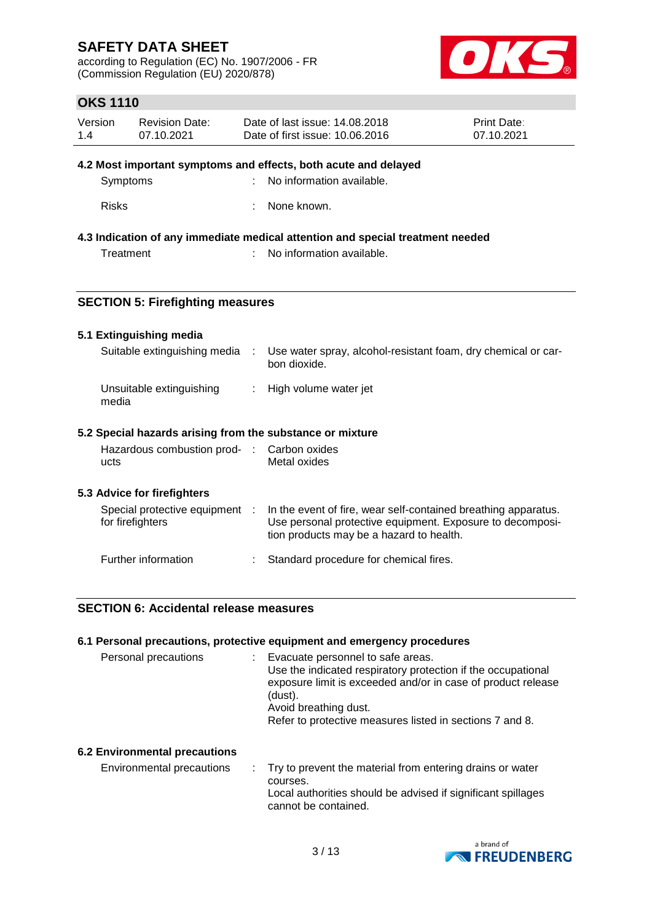### 4.2 Most important symptoms and effects, both acute and delayed

| | | |
|---|---|---|
| Symptoms | : | No information available. |
| Risks | : | None known. |

### 4.3 Indication of any immediate medical attention and special treatment needed

| | | |
|---|---|---|
| Treatment | : | No information available. |

## SECTION 5: Firefighting measures

### 5.1 Extinguishing media

| | | |
|---|---|---|
| Suitable extinguishing media | : | Use water spray, alcohol-resistant foam, dry chemical or carbon dioxide. |
| Unsuitable extinguishing media | : | High volume water jet |

### 5.2 Special hazards arising from the substance or mixture

| | | |
|---|---|---|
| Hazardous combustion products | : | Carbon oxides<br>Metal oxides |

### 5.3 Advice for firefighters

| | | |
|---|---|---|
| Special protective equipment for firefighters | : | In the event of fire, wear self-contained breathing apparatus.<br>Use personal protective equipment. Exposure to decomposition products may be a hazard to health. |
| Further information | : | Standard procedure for chemical fires. |

## SECTION 6: Accidental release measures

### 6.1 Personal precautions, protective equipment and emergency procedures

| | | |
|---|---|---|
| Personal precautions | : | Evacuate personnel to safe areas.<br>Use the indicated respiratory protection if the occupational exposure limit is exceeded and/or in case of product release (dust).<br>Avoid breathing dust.<br>Refer to protective measures listed in sections 7 and 8. |

### 6.2 Environmental precautions

| | | |
|---|---|---|
| Environmental precautions | : | Try to prevent the material from entering drains or water courses.<br>Local authorities should be advised if significant spillages cannot be contained. |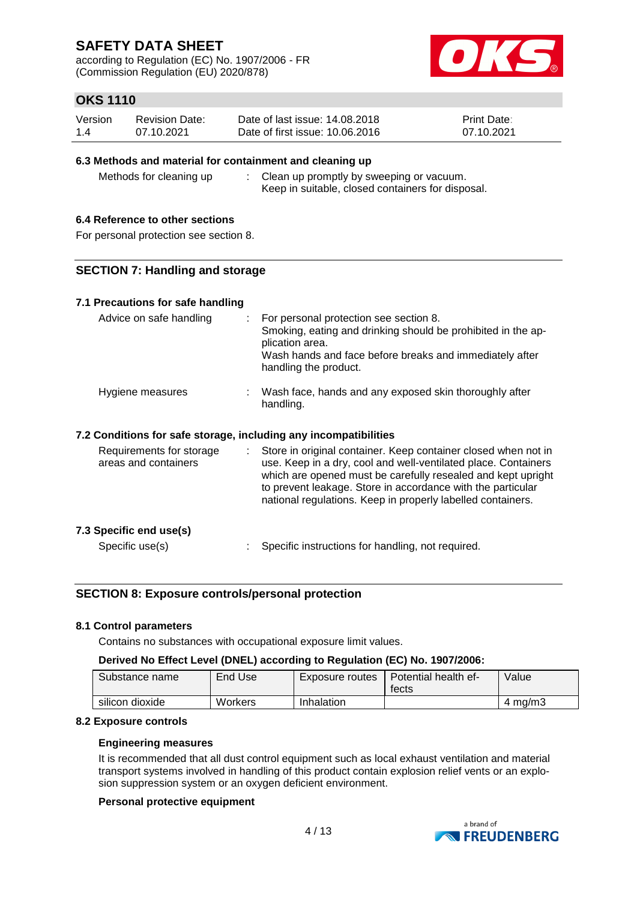### 6.3 Methods and material for containment and cleaning up

| | | |
|---|---|---|
| Methods for cleaning up | : | Clean up promptly by sweeping or vacuum. Keep in suitable, closed containers for disposal. |

### 6.4 Reference to other sections

For personal protection see section 8.

## SECTION 7: Handling and storage

### 7.1 Precautions for safe handling

| | | |
|---|---|---|
| Advice on safe handling | : | For personal protection see section 8. Smoking, eating and drinking should be prohibited in the application area. Wash hands and face before breaks and immediately after handling the product. |
| Hygiene measures | : | Wash face, hands and any exposed skin thoroughly after handling. |

### 7.2 Conditions for safe storage, including any incompatibilities

| | | |
|---|---|---|
| Requirements for storage areas and containers | : | Store in original container. Keep container closed when not in use. Keep in a dry, cool and well-ventilated place. Containers which are opened must be carefully resealed and kept upright to prevent leakage. Store in accordance with the particular national regulations. Keep in properly labelled containers. |

### 7.3 Specific end use(s)

| | | |
|---|---|---|
| Specific use(s) | : | Specific instructions for handling, not required. |

## SECTION 8: Exposure controls/personal protection

### 8.1 Control parameters

Contains no substances with occupational exposure limit values.

**Derived No Effect Level (DNEL) according to Regulation (EC) No. 1907/2006:**

| Substance name | End Use | Exposure routes | Potential health effects | Value |
|---|---|---|---|---|
| silicon dioxide | Workers | Inhalation | | 4 mg/m3 |

### 8.2 Exposure controls

**Engineering measures**

It is recommended that all dust control equipment such as local exhaust ventilation and material transport systems involved in handling of this product contain explosion relief vents or an explosion suppression system or an oxygen deficient environment.

**Personal protective equipment**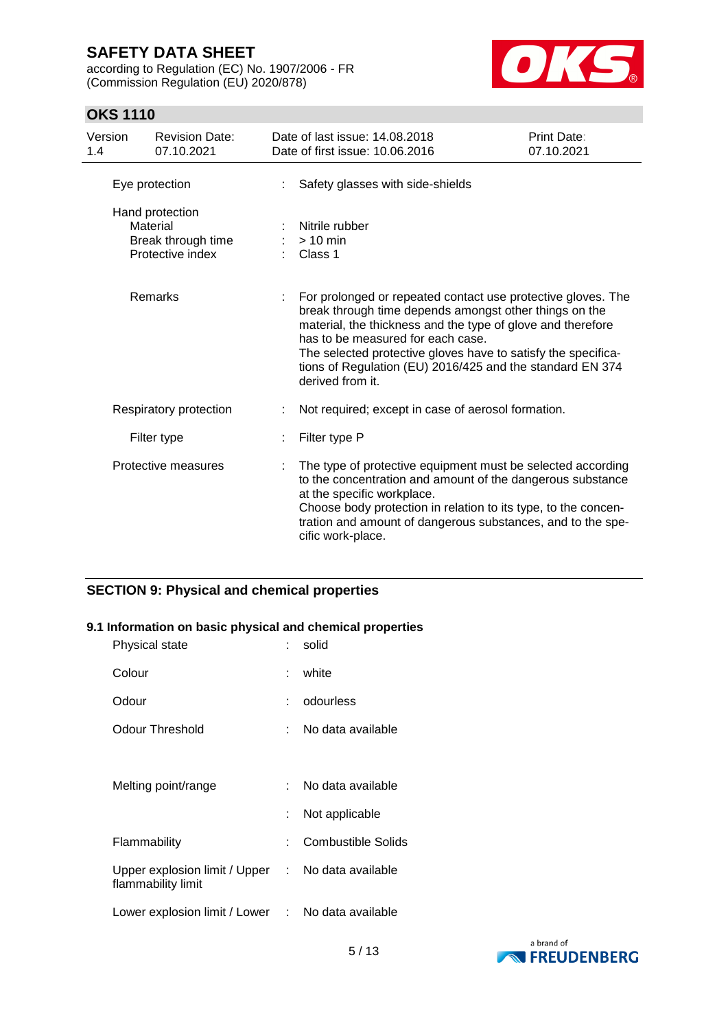| | | |
|---|---|---|
| Eye protection | : | Safety glasses with side-shields |
| Hand protection | | |
| Material | : | Nitrile rubber |
| Break through time | : | > 10 min |
| Protective index | : | Class 1 |
| Remarks | : | For prolonged or repeated contact use protective gloves. The break through time depends amongst other things on the material, the thickness and the type of glove and therefore has to be measured for each case. The selected protective gloves have to satisfy the specifications of Regulation (EU) 2016/425 and the standard EN 374 derived from it. |
| Respiratory protection | : | Not required; except in case of aerosol formation. |
| Filter type | : | Filter type P |
| Protective measures | : | The type of protective equipment must be selected according to the concentration and amount of the dangerous substance at the specific workplace. Choose body protection in relation to its type, to the concentration and amount of dangerous substances, and to the specific work-place. |

## SECTION 9: Physical and chemical properties

### 9.1 Information on basic physical and chemical properties

| | | |
|---|---|---|
| Physical state | : | solid |
| Colour | : | white |
| Odour | : | odourless |
| Odour Threshold | : | No data available |
| Melting point/range | : | No data available |
| | : | Not applicable |
| Flammability | : | Combustible Solids |
| Upper explosion limit / Upper flammability limit | : | No data available |
| Lower explosion limit / Lower | : | No data available |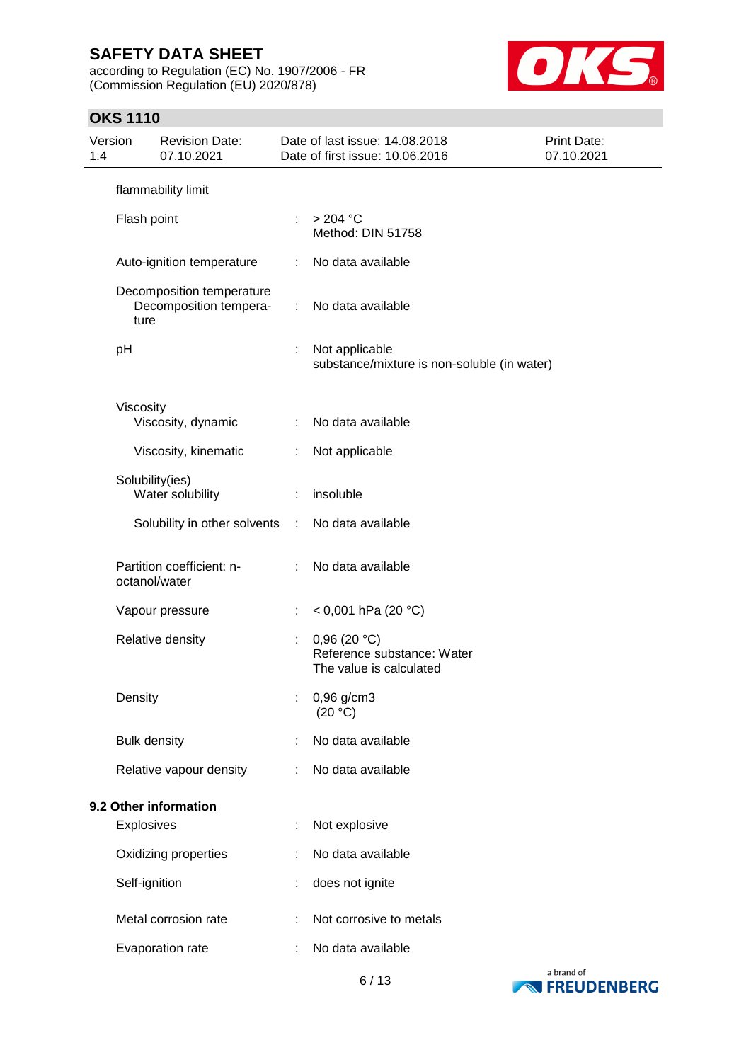| | | |
|---|---|---|
| flammability limit | | |
| Flash point | : | > 204 °C<br>Method: DIN 51758 |
| Auto-ignition temperature | : | No data available |
| Decomposition temperature<br>Decomposition temperature | : | No data available |
| pH | : | Not applicable<br>substance/mixture is non-soluble (in water) |
| Viscosity<br>Viscosity, dynamic | : | No data available |
| Viscosity, kinematic | : | Not applicable |
| Solubility(ies)<br>Water solubility | : | insoluble |
| Solubility in other solvents | : | No data available |
| Partition coefficient: n-octanol/water | : | No data available |
| Vapour pressure | : | < 0,001 hPa (20 °C) |
| Relative density | : | 0,96 (20 °C)<br>Reference substance: Water<br>The value is calculated |
| Density | : | 0,96 g/cm3<br>(20 °C) |
| Bulk density | : | No data available |
| Relative vapour density | : | No data available |

**9.2 Other information**

| | | |
|---|---|---|
| Explosives | : | Not explosive |
| Oxidizing properties | : | No data available |
| Self-ignition | : | does not ignite |
| Metal corrosion rate | : | Not corrosive to metals |
| Evaporation rate | : | No data available |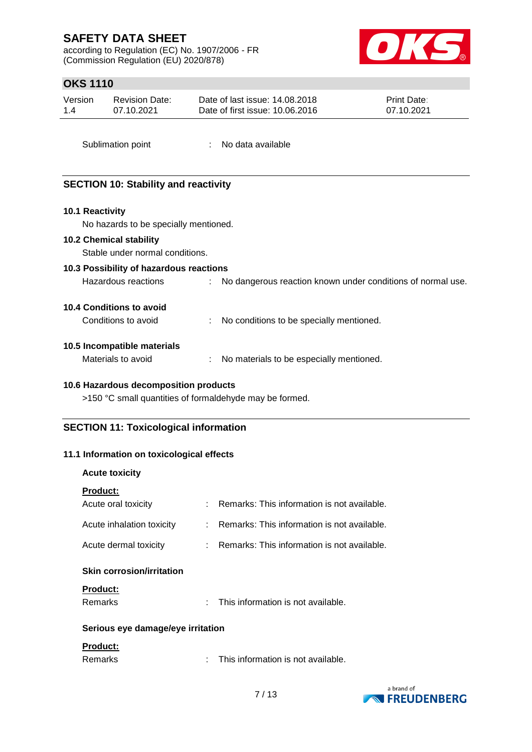Sublimation point : No data available

## SECTION 10: Stability and reactivity

### 10.1 Reactivity

No hazards to be specially mentioned.

### 10.2 Chemical stability

Stable under normal conditions.

### 10.3 Possibility of hazardous reactions

Hazardous reactions : No dangerous reaction known under conditions of normal use.

### 10.4 Conditions to avoid

Conditions to avoid : No conditions to be specially mentioned.

### 10.5 Incompatible materials

Materials to avoid : No materials to be especially mentioned.

### 10.6 Hazardous decomposition products

>150 °C small quantities of formaldehyde may be formed.

## SECTION 11: Toxicological information

### 11.1 Information on toxicological effects

**Acute toxicity**

**Product:**

Acute oral toxicity : Remarks: This information is not available.

Acute inhalation toxicity : Remarks: This information is not available.

Acute dermal toxicity : Remarks: This information is not available.

**Skin corrosion/irritation**

**Product:**

Remarks : This information is not available.

**Serious eye damage/eye irritation**

**Product:**

Remarks : This information is not available.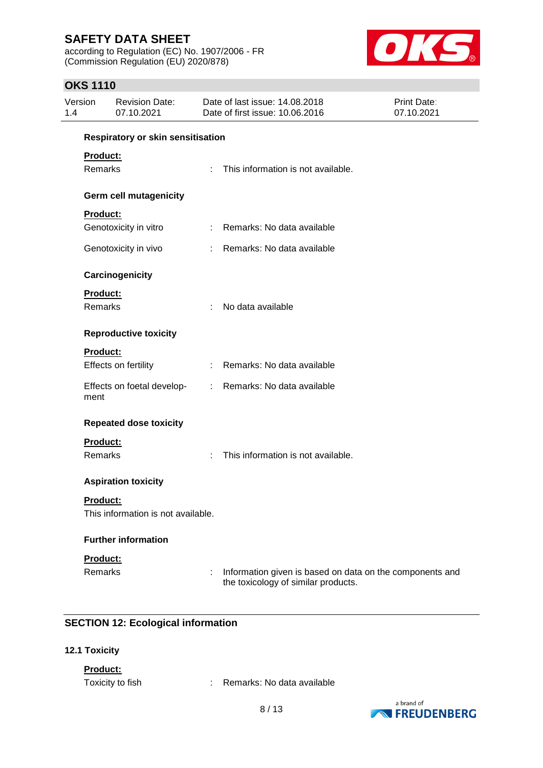**Respiratory or skin sensitisation**

**Product:**

Remarks : This information is not available.

**Germ cell mutagenicity**

**Product:**

Genotoxicity in vitro : Remarks: No data available

Genotoxicity in vivo : Remarks: No data available

**Carcinogenicity**

**Product:**

Remarks : No data available

**Reproductive toxicity**

**Product:**

Effects on fertility : Remarks: No data available

Effects on foetal development : Remarks: No data available

**Repeated dose toxicity**

**Product:**

Remarks : This information is not available.

**Aspiration toxicity**

**Product:**

This information is not available.

**Further information**

**Product:**

Remarks : Information given is based on data on the components and the toxicology of similar products.

## SECTION 12: Ecological information

### 12.1 Toxicity

**Product:**

Toxicity to fish : Remarks: No data available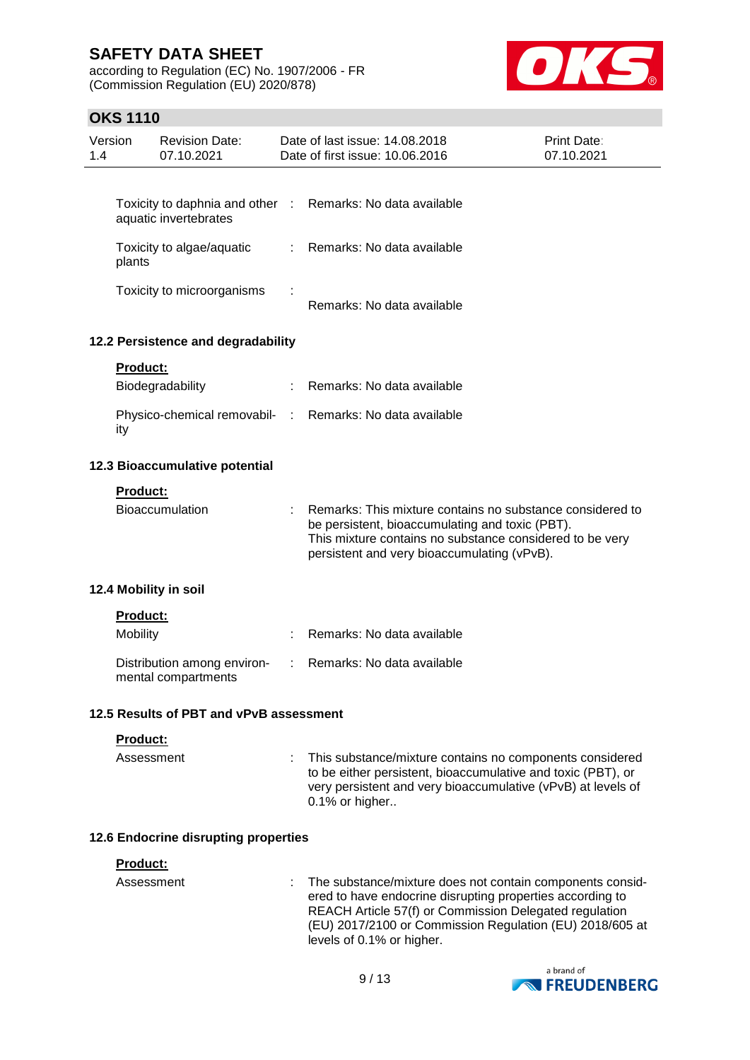| | | |
|---|---|---|
| Toxicity to daphnia and other aquatic invertebrates | : | Remarks: No data available |
| Toxicity to algae/aquatic plants | : | Remarks: No data available |
| Toxicity to microorganisms | : | Remarks: No data available |

### 12.2 Persistence and degradability

**Product:**

| | | |
|---|---|---|
| Biodegradability | : | Remarks: No data available |
| Physico-chemical removability | : | Remarks: No data available |

### 12.3 Bioaccumulative potential

**Product:**

| | | |
|---|---|---|
| Bioaccumulation | : | Remarks: This mixture contains no substance considered to be persistent, bioaccumulating and toxic (PBT). This mixture contains no substance considered to be very persistent and very bioaccumulating (vPvB). |

### 12.4 Mobility in soil

**Product:**

| | | |
|---|---|---|
| Mobility | : | Remarks: No data available |
| Distribution among environmental compartments | : | Remarks: No data available |

### 12.5 Results of PBT and vPvB assessment

**Product:**

| | | |
|---|---|---|
| Assessment | : | This substance/mixture contains no components considered to be either persistent, bioaccumulative and toxic (PBT), or very persistent and very bioaccumulative (vPvB) at levels of 0.1% or higher.. |

### 12.6 Endocrine disrupting properties

**Product:**

| | | |
|---|---|---|
| Assessment | : | The substance/mixture does not contain components considered to have endocrine disrupting properties according to REACH Article 57(f) or Commission Delegated regulation (EU) 2017/2100 or Commission Regulation (EU) 2018/605 at levels of 0.1% or higher. |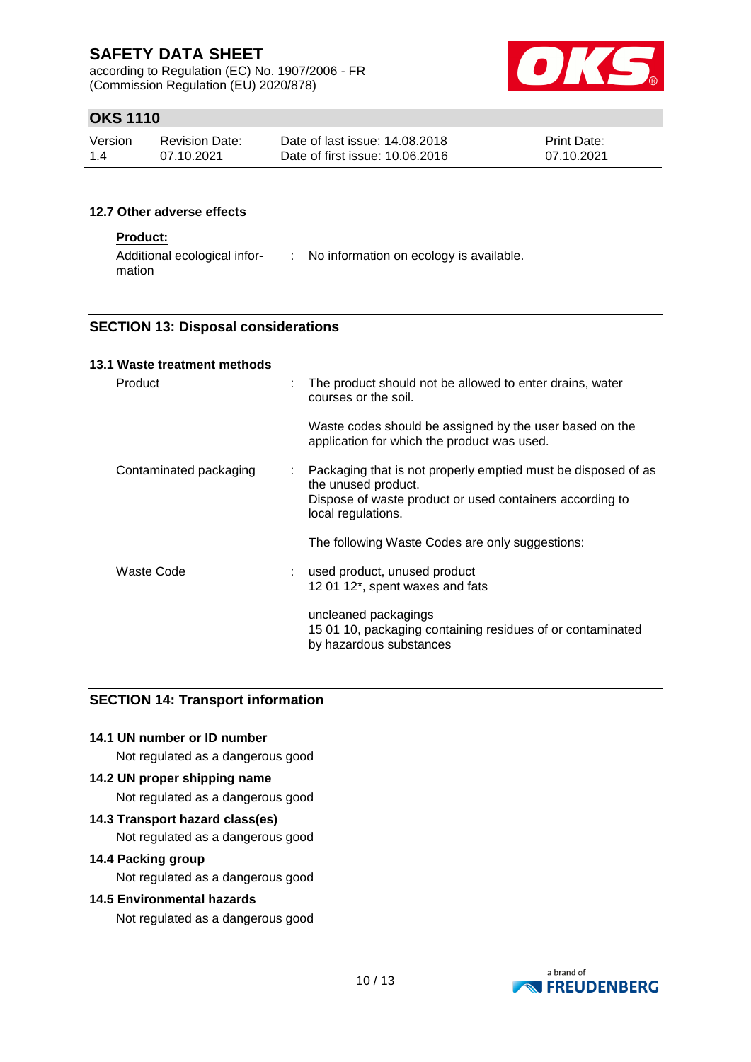#### 12.7 Other adverse effects

**Product:**

| | | |
|---|---|---|
| Additional ecological information | : | No information on ecology is available. |

## SECTION 13: Disposal considerations

### 13.1 Waste treatment methods

| | | |
|---|---|---|
| Product | : | The product should not be allowed to enter drains, water courses or the soil.<br><br>Waste codes should be assigned by the user based on the application for which the product was used. |
| Contaminated packaging | : | Packaging that is not properly emptied must be disposed of as the unused product.<br>Dispose of waste product or used containers according to local regulations.<br><br>The following Waste Codes are only suggestions: |
| Waste Code | : | used product, unused product<br>12 01 12*, spent waxes and fats<br><br>uncleaned packagings<br>15 01 10, packaging containing residues of or contaminated by hazardous substances |

## SECTION 14: Transport information

### 14.1 UN number or ID number

Not regulated as a dangerous good

### 14.2 UN proper shipping name

Not regulated as a dangerous good

### 14.3 Transport hazard class(es)

Not regulated as a dangerous good

### 14.4 Packing group

Not regulated as a dangerous good

### 14.5 Environmental hazards

Not regulated as a dangerous good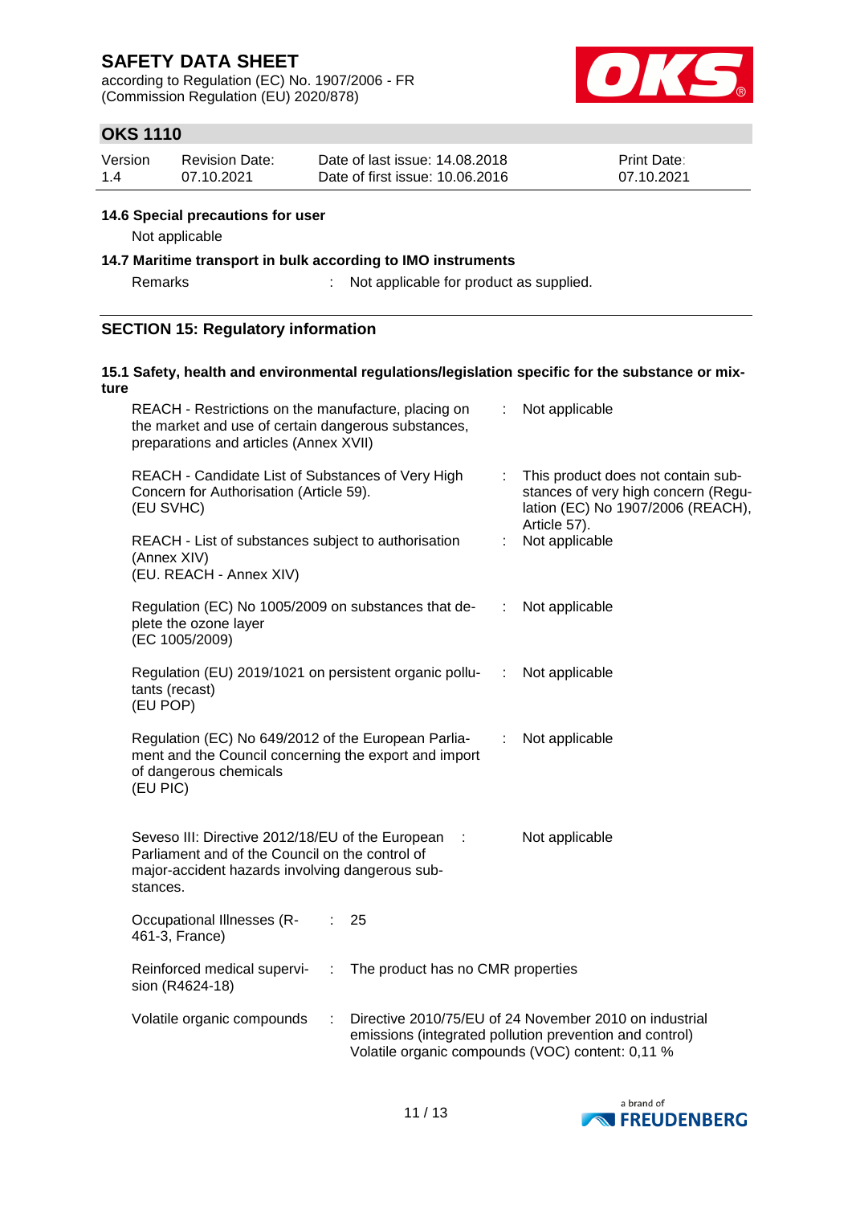**14.6 Special precautions for user**

Not applicable

**14.7 Maritime transport in bulk according to IMO instruments**

| | | |
|---|---|---|
| Remarks | : | Not applicable for product as supplied. |

## SECTION 15: Regulatory information

**15.1 Safety, health and environmental regulations/legislation specific for the substance or mixture**

| | | |
|---|---|---|
| REACH - Restrictions on the manufacture, placing on the market and use of certain dangerous substances, preparations and articles (Annex XVII) | : | Not applicable |
| REACH - Candidate List of Substances of Very High Concern for Authorisation (Article 59). (EU SVHC) | : | This product does not contain substances of very high concern (Regulation (EC) No 1907/2006 (REACH), Article 57). |
| REACH - List of substances subject to authorisation (Annex XIV) (EU. REACH - Annex XIV) | : | Not applicable |
| Regulation (EC) No 1005/2009 on substances that deplete the ozone layer (EC 1005/2009) | : | Not applicable |
| Regulation (EU) 2019/1021 on persistent organic pollutants (recast) (EU POP) | : | Not applicable |
| Regulation (EC) No 649/2012 of the European Parliament and the Council concerning the export and import of dangerous chemicals (EU PIC) | : | Not applicable |
| Seveso III: Directive 2012/18/EU of the European Parliament and of the Council on the control of major-accident hazards involving dangerous substances. | : | Not applicable |

| | | |
|---|---|---|
| Occupational Illnesses (R-461-3, France) | : | 25 |
| Reinforced medical supervision (R4624-18) | : | The product has no CMR properties |
| Volatile organic compounds | : | Directive 2010/75/EU of 24 November 2010 on industrial emissions (integrated pollution prevention and control)<br>Volatile organic compounds (VOC) content: 0,11 % |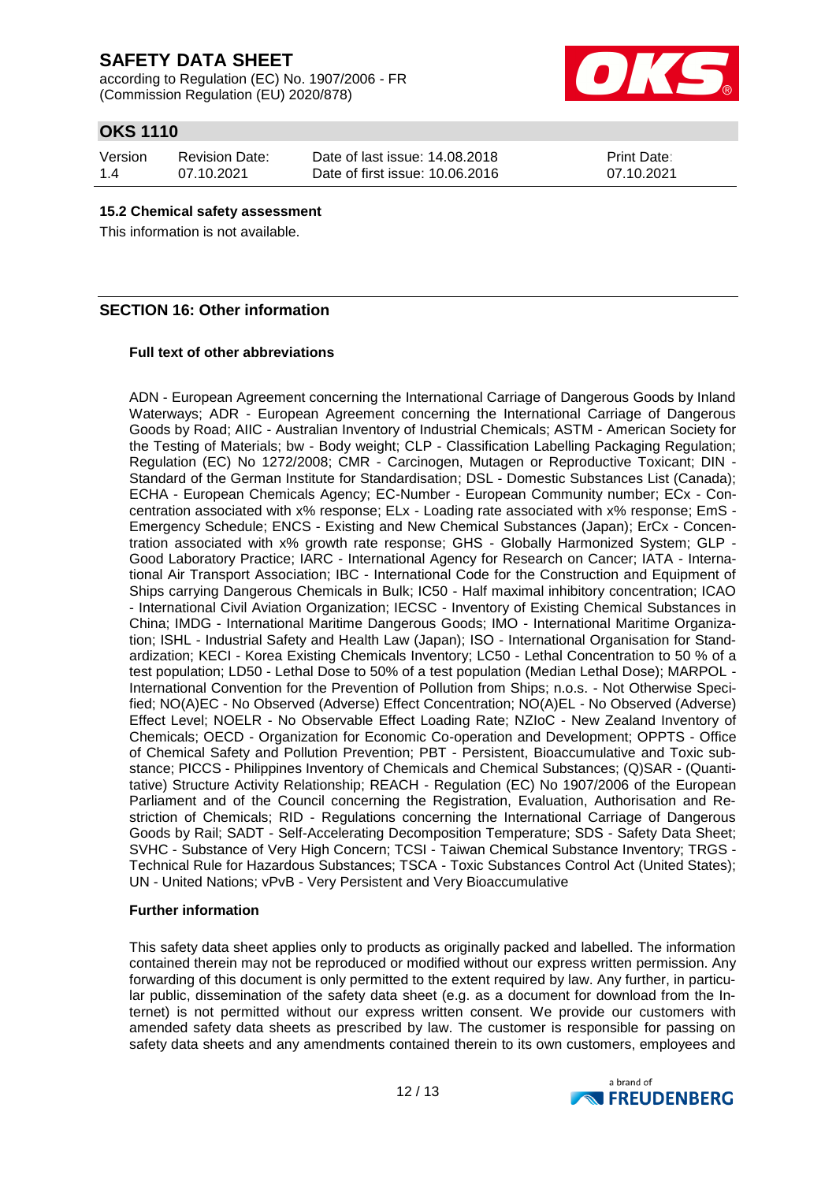### 15.2 Chemical safety assessment

This information is not available.

## SECTION 16: Other information

### Full text of other abbreviations

ADN - European Agreement concerning the International Carriage of Dangerous Goods by Inland Waterways; ADR - European Agreement concerning the International Carriage of Dangerous Goods by Road; AIIC - Australian Inventory of Industrial Chemicals; ASTM - American Society for the Testing of Materials; bw - Body weight; CLP - Classification Labelling Packaging Regulation; Regulation (EC) No 1272/2008; CMR - Carcinogen, Mutagen or Reproductive Toxicant; DIN - Standard of the German Institute for Standardisation; DSL - Domestic Substances List (Canada); ECHA - European Chemicals Agency; EC-Number - European Community number; ECx - Concentration associated with x% response; ELx - Loading rate associated with x% response; EmS - Emergency Schedule; ENCS - Existing and New Chemical Substances (Japan); ErCx - Concentration associated with x% growth rate response; GHS - Globally Harmonized System; GLP - Good Laboratory Practice; IARC - International Agency for Research on Cancer; IATA - International Air Transport Association; IBC - International Code for the Construction and Equipment of Ships carrying Dangerous Chemicals in Bulk; IC50 - Half maximal inhibitory concentration; ICAO - International Civil Aviation Organization; IECSC - Inventory of Existing Chemical Substances in China; IMDG - International Maritime Dangerous Goods; IMO - International Maritime Organization; ISHL - Industrial Safety and Health Law (Japan); ISO - International Organisation for Standardization; KECI - Korea Existing Chemicals Inventory; LC50 - Lethal Concentration to 50 % of a test population; LD50 - Lethal Dose to 50% of a test population (Median Lethal Dose); MARPOL - International Convention for the Prevention of Pollution from Ships; n.o.s. - Not Otherwise Specified; NO(A)EC - No Observed (Adverse) Effect Concentration; NO(A)EL - No Observed (Adverse) Effect Level; NOELR - No Observable Effect Loading Rate; NZIoC - New Zealand Inventory of Chemicals; OECD - Organization for Economic Co-operation and Development; OPPTS - Office of Chemical Safety and Pollution Prevention; PBT - Persistent, Bioaccumulative and Toxic substance; PICCS - Philippines Inventory of Chemicals and Chemical Substances; (Q)SAR - (Quantitative) Structure Activity Relationship; REACH - Regulation (EC) No 1907/2006 of the European Parliament and of the Council concerning the Registration, Evaluation, Authorisation and Restriction of Chemicals; RID - Regulations concerning the International Carriage of Dangerous Goods by Rail; SADT - Self-Accelerating Decomposition Temperature; SDS - Safety Data Sheet; SVHC - Substance of Very High Concern; TCSI - Taiwan Chemical Substance Inventory; TRGS - Technical Rule for Hazardous Substances; TSCA - Toxic Substances Control Act (United States); UN - United Nations; vPvB - Very Persistent and Very Bioaccumulative

### Further information

This safety data sheet applies only to products as originally packed and labelled. The information contained therein may not be reproduced or modified without our express written permission. Any forwarding of this document is only permitted to the extent required by law. Any further, in particular public, dissemination of the safety data sheet (e.g. as a document for download from the Internet) is not permitted without our express written consent. We provide our customers with amended safety data sheets as prescribed by law. The customer is responsible for passing on safety data sheets and any amendments contained therein to its own customers, employees and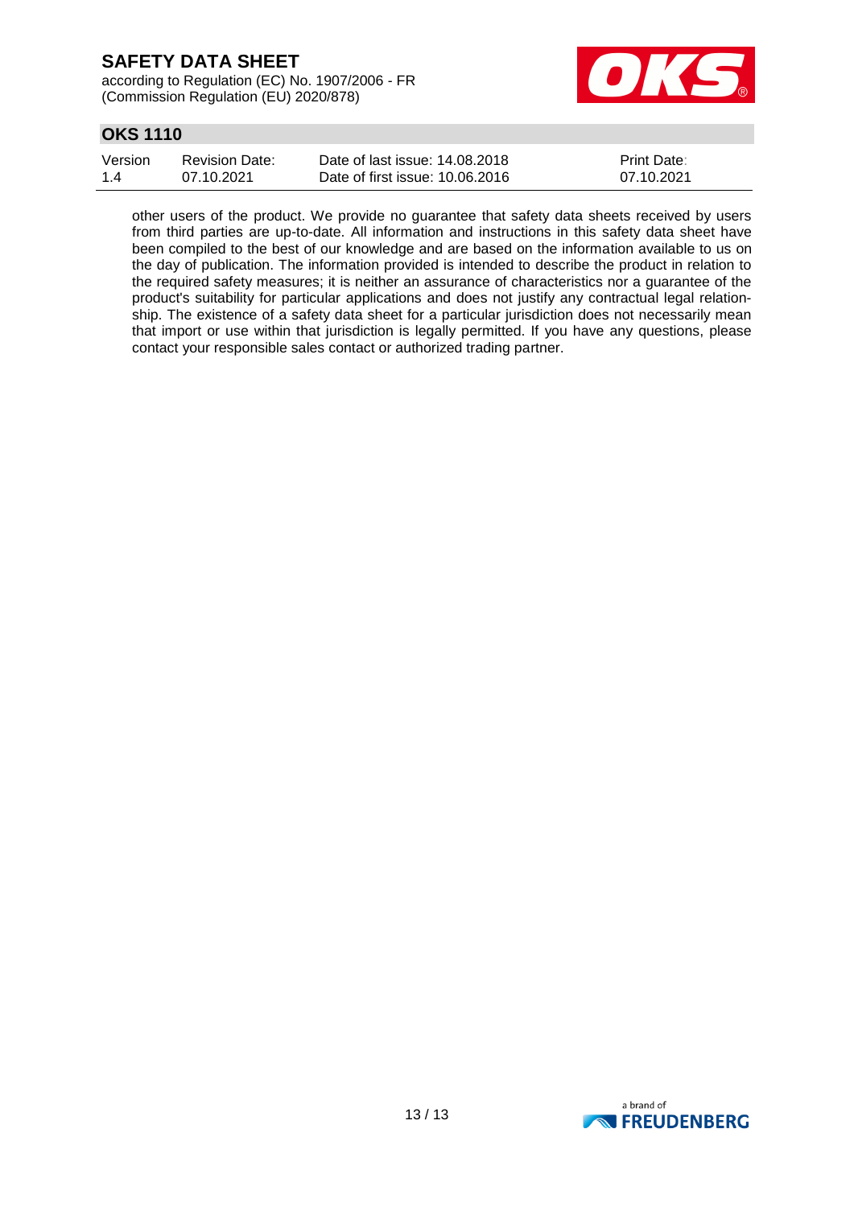other users of the product. We provide no guarantee that safety data sheets received by users from third parties are up-to-date. All information and instructions in this safety data sheet have been compiled to the best of our knowledge and are based on the information available to us on the day of publication. The information provided is intended to describe the product in relation to the required safety measures; it is neither an assurance of characteristics nor a guarantee of the product's suitability for particular applications and does not justify any contractual legal relationship. The existence of a safety data sheet for a particular jurisdiction does not necessarily mean that import or use within that jurisdiction is legally permitted. If you have any questions, please contact your responsible sales contact or authorized trading partner.